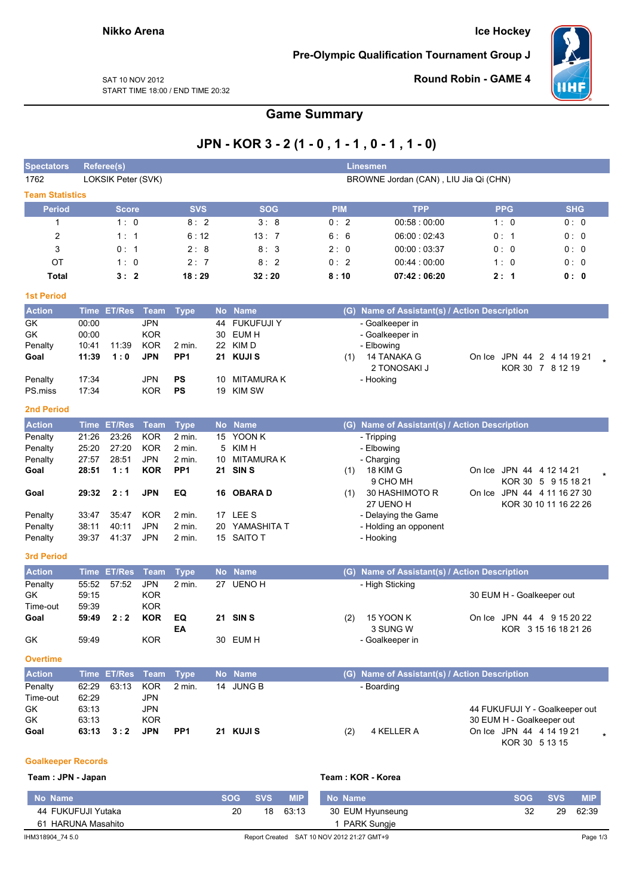Nikko Arena

Ice Hockey

Pre-Olympic Qualification Tournament Group J

SAT 10 NOV 2012
START TIME 18:00 / END TIME 20:32

Round Robin - GAME 4

# Game Summary

## JPN - KOR 3 - 2 (1 - 0 , 1 - 1 , 0 - 1 , 1 - 0)

| Spectators | Referee(s) | Linesmen |
|---|---|---|
| 1762 | LOKSIK Peter (SVK) | BROWNE Jordan (CAN) , LIU Jia Qi (CHN) |

### Team Statistics

| Period | Score | SVS | SOG | PIM | TPP | PPG | SHG |
|---|---|---|---|---|---|---|---|
| 1 | 1 : 0 | 8 : 2 | 3 : 8 | 0 : 2 | 00:58 : 00:00 | 1 : 0 | 0 : 0 |
| 2 | 1 : 1 | 6 : 12 | 13 : 7 | 6 : 6 | 06:00 : 02:43 | 0 : 1 | 0 : 0 |
| 3 | 0 : 1 | 2 : 8 | 8 : 3 | 2 : 0 | 00:00 : 03:37 | 0 : 0 | 0 : 0 |
| OT | 1 : 0 | 2 : 7 | 8 : 2 | 0 : 2 | 00:44 : 00:00 | 1 : 0 | 0 : 0 |
| **Total** | **3 : 2** | **18 : 29** | **32 : 20** | **8 : 10** | **07:42 : 06:20** | **2 : 1** | **0 : 0** |

### 1st Period

| Action | Time | ET/Res | Team | Type | No | Name | (G) | Name of Assistant(s) / Action Description | On Ice |
|---|---|---|---|---|---|---|---|---|---|
| GK | 00:00 | | JPN | | 44 | FUKUFUJI Y | | - Goalkeeper in | |
| GK | 00:00 | | KOR | | 30 | EUM H | | - Goalkeeper in | |
| Penalty | 10:41 | 11:39 | KOR | 2 min. | 22 | KIM D | | - Elbowing | |
| **Goal** | **11:39** | **1 : 0** | **JPN** | **PP1** | **21** | **KUJI S** | (1) | 14 TANAKA G<br>2 TONOSAKI J | On Ice JPN 44 2 4 14 19 21<br>KOR 30 7 8 12 19 * |
| Penalty | 17:34 | | JPN | **PS** | 10 | MITAMURA K | | - Hooking | |
| PS.miss | 17:34 | | KOR | **PS** | 19 | KIM SW | | | |

### 2nd Period

| Action | Time | ET/Res | Team | Type | No | Name | (G) | Name of Assistant(s) / Action Description | On Ice |
|---|---|---|---|---|---|---|---|---|---|
| Penalty | 21:26 | 23:26 | KOR | 2 min. | 15 | YOON K | | - Tripping | |
| Penalty | 25:20 | 27:20 | KOR | 2 min. | 5 | KIM H | | - Elbowing | |
| Penalty | 27:57 | 28:51 | JPN | 2 min. | 10 | MITAMURA K | | - Charging | |
| **Goal** | **28:51** | **1 : 1** | **KOR** | **PP1** | **21** | **SIN S** | (1) | 18 KIM G<br>9 CHO MH | On Ice JPN 44 4 12 14 21<br>KOR 30 5 9 15 18 21 * |
| **Goal** | **29:32** | **2 : 1** | **JPN** | **EQ** | **16** | **OBARA D** | (1) | 30 HASHIMOTO R<br>27 UENO H | On Ice JPN 44 4 11 16 27 30<br>KOR 30 10 11 16 22 26 |
| Penalty | 33:47 | 35:47 | KOR | 2 min. | 17 | LEE S | | - Delaying the Game | |
| Penalty | 38:11 | 40:11 | JPN | 2 min. | 20 | YAMASHITA T | | - Holding an opponent | |
| Penalty | 39:37 | 41:37 | JPN | 2 min. | 15 | SAITO T | | - Hooking | |

### 3rd Period

| Action | Time | ET/Res | Team | Type | No | Name | (G) | Name of Assistant(s) / Action Description | On Ice |
|---|---|---|---|---|---|---|---|---|---|
| Penalty | 55:52 | 57:52 | JPN | 2 min. | 27 | UENO H | | - High Sticking | |
| GK | 59:15 | | KOR | | | | | | 30 EUM H - Goalkeeper out |
| Time-out | 59:39 | | KOR | | | | | | |
| **Goal** | **59:49** | **2 : 2** | **KOR** | **EQ**<br>**EA** | **21** | **SIN S** | (2) | 15 YOON K<br>3 SUNG W | On Ice JPN 44 4 9 15 20 22<br>KOR 3 15 16 18 21 26 |
| GK | 59:49 | | KOR | | 30 | EUM H | | - Goalkeeper in | |

### Overtime

| Action | Time | ET/Res | Team | Type | No | Name | (G) | Name of Assistant(s) / Action Description | On Ice |
|---|---|---|---|---|---|---|---|---|---|
| Penalty | 62:29 | 63:13 | KOR | 2 min. | 14 | JUNG B | | - Boarding | |
| Time-out | 62:29 | | JPN | | | | | | |
| GK | 63:13 | | JPN | | | | | | 44 FUKUFUJI Y - Goalkeeper out |
| GK | 63:13 | | KOR | | | | | | 30 EUM H - Goalkeeper out |
| **Goal** | **63:13** | **3 : 2** | **JPN** | **PP1** | **21** | **KUJI S** | (2) | 4 KELLER A | On Ice JPN 44 4 14 19 21<br>KOR 30 5 13 15 * |

### Goalkeeper Records

**Team : JPN - Japan**

| No | Name | SOG | SVS | MIP |
|---|---|---|---|---|
| 44 | FUKUFUJI Yutaka | 20 | 18 | 63:13 |
| 61 | HARUNA Masahito | | | |

**Team : KOR - Korea**

| No | Name | SOG | SVS | MIP |
|---|---|---|---|---|
| 30 | EUM Hyunseung | 32 | 29 | 62:39 |
| 1 | PARK Sungje | | | |

IHM318904_74 5.0 Report Created SAT 10 NOV 2012 21:27 GMT+9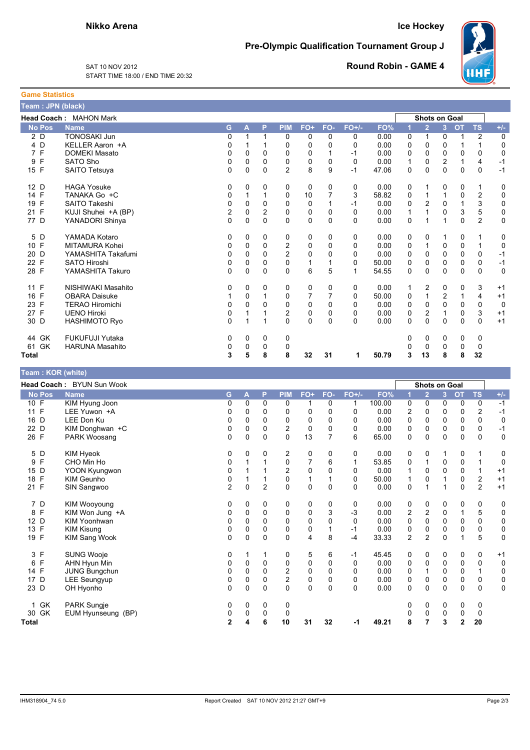**Nikko Arena**

**Ice Hockey**

**Pre-Olympic Qualification Tournament Group J**

SAT 10 NOV 2012
START TIME 18:00 / END TIME 20:32

**Round Robin - GAME 4**

## Game Statistics

### Team : JPN (black)

**Head Coach :** MAHON Mark

| No | Pos | Name | G | A | P | PIM | FO+ | FO- | FO+/- | FO% | SoG 1 | SoG 2 | SoG 3 | SoG OT | SoG TS | +/- |
|---|---|---|---|---|---|---|---|---|---|---|---|---|---|---|---|---|
| 2 | D | TONOSAKI Jun | 0 | 1 | 1 | 0 | 0 | 0 | 0 | 0.00 | 0 | 1 | 0 | 1 | 2 | 0 |
| 4 | D | KELLER Aaron +A | 0 | 1 | 1 | 0 | 0 | 0 | 0 | 0.00 | 0 | 0 | 0 | 1 | 1 | 0 |
| 7 | F | DOMEKI Masato | 0 | 0 | 0 | 0 | 0 | 1 | -1 | 0.00 | 0 | 0 | 0 | 0 | 0 | 0 |
| 9 | F | SATO Sho | 0 | 0 | 0 | 0 | 0 | 0 | 0 | 0.00 | 1 | 0 | 2 | 1 | 4 | -1 |
| 15 | F | SAITO Tetsuya | 0 | 0 | 0 | 2 | 8 | 9 | -1 | 47.06 | 0 | 0 | 0 | 0 | 0 | -1 |
| 12 | D | HAGA Yosuke | 0 | 0 | 0 | 0 | 0 | 0 | 0 | 0.00 | 0 | 1 | 0 | 0 | 1 | 0 |
| 14 | F | TANAKA Go +C | 0 | 1 | 1 | 0 | 10 | 7 | 3 | 58.82 | 0 | 1 | 1 | 0 | 2 | 0 |
| 19 | F | SAITO Takeshi | 0 | 0 | 0 | 0 | 0 | 1 | -1 | 0.00 | 0 | 2 | 0 | 1 | 3 | 0 |
| 21 | F | KUJI Shuhei +A (BP) | 2 | 0 | 2 | 0 | 0 | 0 | 0 | 0.00 | 1 | 1 | 0 | 3 | 5 | 0 |
| 77 | D | YANADORI Shinya | 0 | 0 | 0 | 0 | 0 | 0 | 0 | 0.00 | 0 | 1 | 1 | 0 | 2 | 0 |
| 5 | D | YAMADA Kotaro | 0 | 0 | 0 | 0 | 0 | 0 | 0 | 0.00 | 0 | 0 | 1 | 0 | 1 | 0 |
| 10 | F | MITAMURA Kohei | 0 | 0 | 0 | 2 | 0 | 0 | 0 | 0.00 | 0 | 1 | 0 | 0 | 1 | 0 |
| 20 | D | YAMASHITA Takafumi | 0 | 0 | 0 | 2 | 0 | 0 | 0 | 0.00 | 0 | 0 | 0 | 0 | 0 | -1 |
| 22 | F | SATO Hiroshi | 0 | 0 | 0 | 0 | 1 | 1 | 0 | 50.00 | 0 | 0 | 0 | 0 | 0 | -1 |
| 28 | F | YAMASHITA Takuro | 0 | 0 | 0 | 0 | 6 | 5 | 1 | 54.55 | 0 | 0 | 0 | 0 | 0 | 0 |
| 11 | F | NISHIWAKI Masahito | 0 | 0 | 0 | 0 | 0 | 0 | 0 | 0.00 | 1 | 2 | 0 | 0 | 3 | +1 |
| 16 | F | OBARA Daisuke | 1 | 0 | 1 | 0 | 7 | 7 | 0 | 50.00 | 0 | 1 | 2 | 1 | 4 | +1 |
| 23 | F | TERAO Hiromichi | 0 | 0 | 0 | 0 | 0 | 0 | 0 | 0.00 | 0 | 0 | 0 | 0 | 0 | 0 |
| 27 | F | UENO Hiroki | 0 | 1 | 1 | 2 | 0 | 0 | 0 | 0.00 | 0 | 2 | 1 | 0 | 3 | +1 |
| 30 | D | HASHIMOTO Ryo | 0 | 1 | 1 | 0 | 0 | 0 | 0 | 0.00 | 0 | 0 | 0 | 0 | 0 | +1 |
| 44 | GK | FUKUFUJI Yutaka | 0 | 0 | 0 | 0 | | | | | 0 | 0 | 0 | 0 | 0 | |
| 61 | GK | HARUNA Masahito | 0 | 0 | 0 | 0 | | | | | 0 | 0 | 0 | 0 | 0 | |
| **Total** | | | **3** | **5** | **8** | **8** | **32** | **31** | **1** | **50.79** | **3** | **13** | **8** | **8** | **32** | |

### Team : KOR (white)

**Head Coach :** BYUN Sun Wook

| No | Pos | Name | G | A | P | PIM | FO+ | FO- | FO+/- | FO% | SoG 1 | SoG 2 | SoG 3 | SoG OT | SoG TS | +/- |
|---|---|---|---|---|---|---|---|---|---|---|---|---|---|---|---|---|
| 10 | F | KIM Hyung Joon | 0 | 0 | 0 | 0 | 1 | 0 | 1 | 100.00 | 0 | 0 | 0 | 0 | 0 | -1 |
| 11 | F | LEE Yuwon +A | 0 | 0 | 0 | 0 | 0 | 0 | 0 | 0.00 | 2 | 0 | 0 | 0 | 2 | -1 |
| 16 | D | LEE Don Ku | 0 | 0 | 0 | 0 | 0 | 0 | 0 | 0.00 | 0 | 0 | 0 | 0 | 0 | 0 |
| 22 | D | KIM Donghwan +C | 0 | 0 | 0 | 2 | 0 | 0 | 0 | 0.00 | 0 | 0 | 0 | 0 | 0 | -1 |
| 26 | F | PARK Woosang | 0 | 0 | 0 | 0 | 13 | 7 | 6 | 65.00 | 0 | 0 | 0 | 0 | 0 | 0 |
| 5 | D | KIM Hyeok | 0 | 0 | 0 | 2 | 0 | 0 | 0 | 0.00 | 0 | 0 | 1 | 0 | 1 | 0 |
| 9 | F | CHO Min Ho | 0 | 1 | 1 | 0 | 7 | 6 | 1 | 53.85 | 0 | 1 | 0 | 0 | 1 | 0 |
| 15 | D | YOON Kyungwon | 0 | 1 | 1 | 2 | 0 | 0 | 0 | 0.00 | 1 | 0 | 0 | 0 | 1 | +1 |
| 18 | F | KIM Geunho | 0 | 1 | 1 | 0 | 1 | 1 | 0 | 50.00 | 1 | 0 | 1 | 0 | 2 | +1 |
| 21 | F | SIN Sangwoo | 2 | 0 | 2 | 0 | 0 | 0 | 0 | 0.00 | 0 | 1 | 1 | 0 | 2 | +1 |
| 7 | D | KIM Wooyoung | 0 | 0 | 0 | 0 | 0 | 0 | 0 | 0.00 | 0 | 0 | 0 | 0 | 0 | 0 |
| 8 | F | KIM Won Jung +A | 0 | 0 | 0 | 0 | 0 | 3 | -3 | 0.00 | 2 | 2 | 0 | 1 | 5 | 0 |
| 12 | D | KIM Yoonhwan | 0 | 0 | 0 | 0 | 0 | 0 | 0 | 0.00 | 0 | 0 | 0 | 0 | 0 | 0 |
| 13 | F | KIM Kisung | 0 | 0 | 0 | 0 | 0 | 1 | -1 | 0.00 | 0 | 0 | 0 | 0 | 0 | 0 |
| 19 | F | KIM Sang Wook | 0 | 0 | 0 | 0 | 4 | 8 | -4 | 33.33 | 2 | 2 | 0 | 1 | 5 | 0 |
| 3 | F | SUNG Wooje | 0 | 1 | 1 | 0 | 5 | 6 | -1 | 45.45 | 0 | 0 | 0 | 0 | 0 | +1 |
| 6 | F | AHN Hyun Min | 0 | 0 | 0 | 0 | 0 | 0 | 0 | 0.00 | 0 | 0 | 0 | 0 | 0 | 0 |
| 14 | F | JUNG Bungchun | 0 | 0 | 0 | 2 | 0 | 0 | 0 | 0.00 | 0 | 1 | 0 | 0 | 1 | 0 |
| 17 | D | LEE Seungyup | 0 | 0 | 0 | 2 | 0 | 0 | 0 | 0.00 | 0 | 0 | 0 | 0 | 0 | 0 |
| 23 | D | OH Hyonho | 0 | 0 | 0 | 0 | 0 | 0 | 0 | 0.00 | 0 | 0 | 0 | 0 | 0 | 0 |
| 1 | GK | PARK Sungje | 0 | 0 | 0 | 0 | | | | | 0 | 0 | 0 | 0 | 0 | |
| 30 | GK | EUM Hyunseung (BP) | 0 | 0 | 0 | 0 | | | | | 0 | 0 | 0 | 0 | 0 | |
| **Total** | | | **2** | **4** | **6** | **10** | **31** | **32** | **-1** | **49.21** | **8** | **7** | **3** | **2** | **20** | |

IHM318904_74 5.0 Report Created SAT 10 NOV 2012 21:27 GMT+9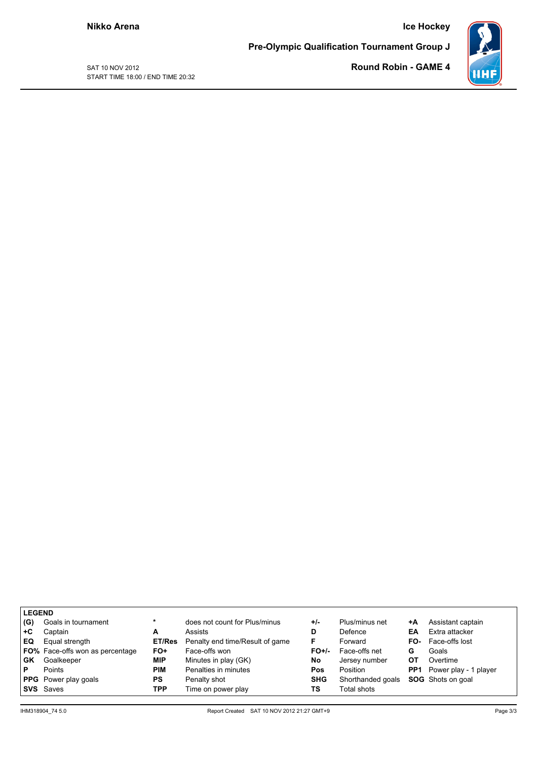**Nikko Arena**

**Ice Hockey**

**Pre-Olympic Qualification Tournament Group J**

SAT 10 NOV 2012
START TIME 18:00 / END TIME 20:32

**Round Robin - GAME 4**

**LEGEND**

| | | | | | | | |
|---|---|---|---|---|---|---|---|
| **(G)** | Goals in tournament | ***** | does not count for Plus/minus | **+/-** | Plus/minus net | **+A** | Assistant captain |
| **+C** | Captain | **A** | Assists | **D** | Defence | **EA** | Extra attacker |
| **EQ** | Equal strength | **ET/Res** | Penalty end time/Result of game | **F** | Forward | **FO-** | Face-offs lost |
| **FO%** | Face-offs won as percentage | **FO+** | Face-offs won | **FO+/-** | Face-offs net | **G** | Goals |
| **GK** | Goalkeeper | **MIP** | Minutes in play (GK) | **No** | Jersey number | **OT** | Overtime |
| **P** | Points | **PIM** | Penalties in minutes | **Pos** | Position | **PP1** | Power play - 1 player |
| **PPG** | Power play goals | **PS** | Penalty shot | **SHG** | Shorthanded goals | **SOG** | Shots on goal |
| **SVS** | Saves | **TPP** | Time on power play | **TS** | Total shots | | |

IHM318904_74 5.0 Report Created SAT 10 NOV 2012 21:27 GMT+9